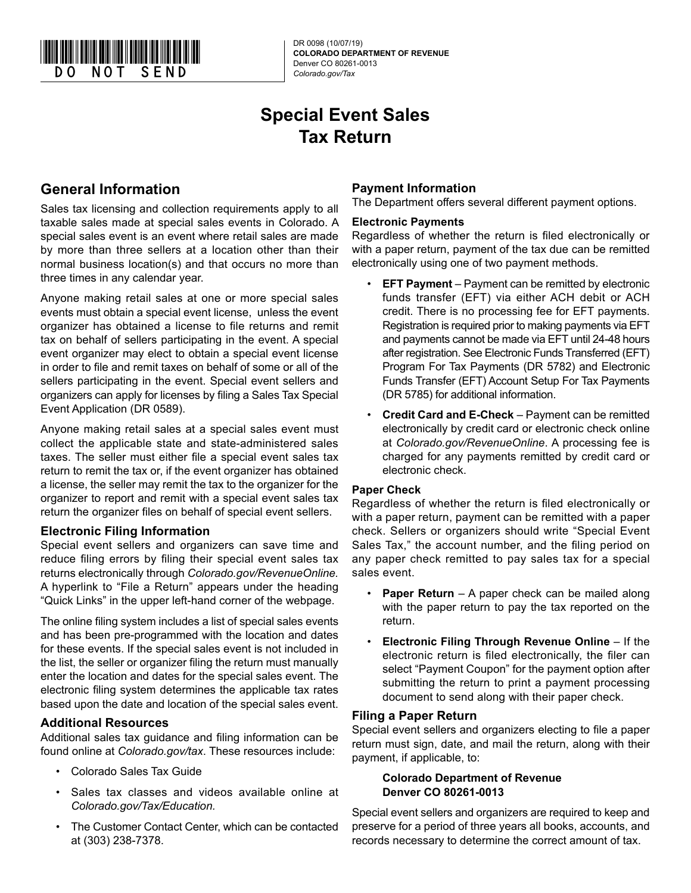DO NOT SEND

DR 0098 (10/07/19)
**COLORADO DEPARTMENT OF REVENUE**
Denver CO 80261-0013
*Colorado.gov/Tax*

# Special Event Sales Tax Return

## General Information

Sales tax licensing and collection requirements apply to all taxable sales made at special sales events in Colorado. A special sales event is an event where retail sales are made by more than three sellers at a location other than their normal business location(s) and that occurs no more than three times in any calendar year.

Anyone making retail sales at one or more special sales events must obtain a special event license, unless the event organizer has obtained a license to file returns and remit tax on behalf of sellers participating in the event. A special event organizer may elect to obtain a special event license in order to file and remit taxes on behalf of some or all of the sellers participating in the event. Special event sellers and organizers can apply for licenses by filing a Sales Tax Special Event Application (DR 0589).

Anyone making retail sales at a special sales event must collect the applicable state and state-administered sales taxes. The seller must either file a special event sales tax return to remit the tax or, if the event organizer has obtained a license, the seller may remit the tax to the organizer for the organizer to report and remit with a special event sales tax return the organizer files on behalf of special event sellers.

### Electronic Filing Information

Special event sellers and organizers can save time and reduce filing errors by filing their special event sales tax returns electronically through *Colorado.gov/RevenueOnline.* A hyperlink to "File a Return" appears under the heading "Quick Links" in the upper left-hand corner of the webpage.

The online filing system includes a list of special sales events and has been pre-programmed with the location and dates for these events. If the special sales event is not included in the list, the seller or organizer filing the return must manually enter the location and dates for the special sales event. The electronic filing system determines the applicable tax rates based upon the date and location of the special sales event.

### Additional Resources

Additional sales tax guidance and filing information can be found online at *Colorado.gov/tax*. These resources include:

- Colorado Sales Tax Guide
- Sales tax classes and videos available online at *Colorado.gov/Tax/Education.*
- The Customer Contact Center, which can be contacted at (303) 238-7378.

### Payment Information

The Department offers several different payment options.

#### Electronic Payments

Regardless of whether the return is filed electronically or with a paper return, payment of the tax due can be remitted electronically using one of two payment methods.

- **EFT Payment** – Payment can be remitted by electronic funds transfer (EFT) via either ACH debit or ACH credit. There is no processing fee for EFT payments. Registration is required prior to making payments via EFT and payments cannot be made via EFT until 24-48 hours after registration. See Electronic Funds Transferred (EFT) Program For Tax Payments (DR 5782) and Electronic Funds Transfer (EFT) Account Setup For Tax Payments (DR 5785) for additional information.
- **Credit Card and E-Check** – Payment can be remitted electronically by credit card or electronic check online at *Colorado.gov/RevenueOnline*. A processing fee is charged for any payments remitted by credit card or electronic check.

#### Paper Check

Regardless of whether the return is filed electronically or with a paper return, payment can be remitted with a paper check. Sellers or organizers should write "Special Event Sales Tax," the account number, and the filing period on any paper check remitted to pay sales tax for a special sales event.

- **Paper Return** – A paper check can be mailed along with the paper return to pay the tax reported on the return.
- **Electronic Filing Through Revenue Online** – If the electronic return is filed electronically, the filer can select "Payment Coupon" for the payment option after submitting the return to print a payment processing document to send along with their paper check.

### Filing a Paper Return

Special event sellers and organizers electing to file a paper return must sign, date, and mail the return, along with their payment, if applicable, to:

**Colorado Department of Revenue**
**Denver CO 80261-0013**

Special event sellers and organizers are required to keep and preserve for a period of three years all books, accounts, and records necessary to determine the correct amount of tax.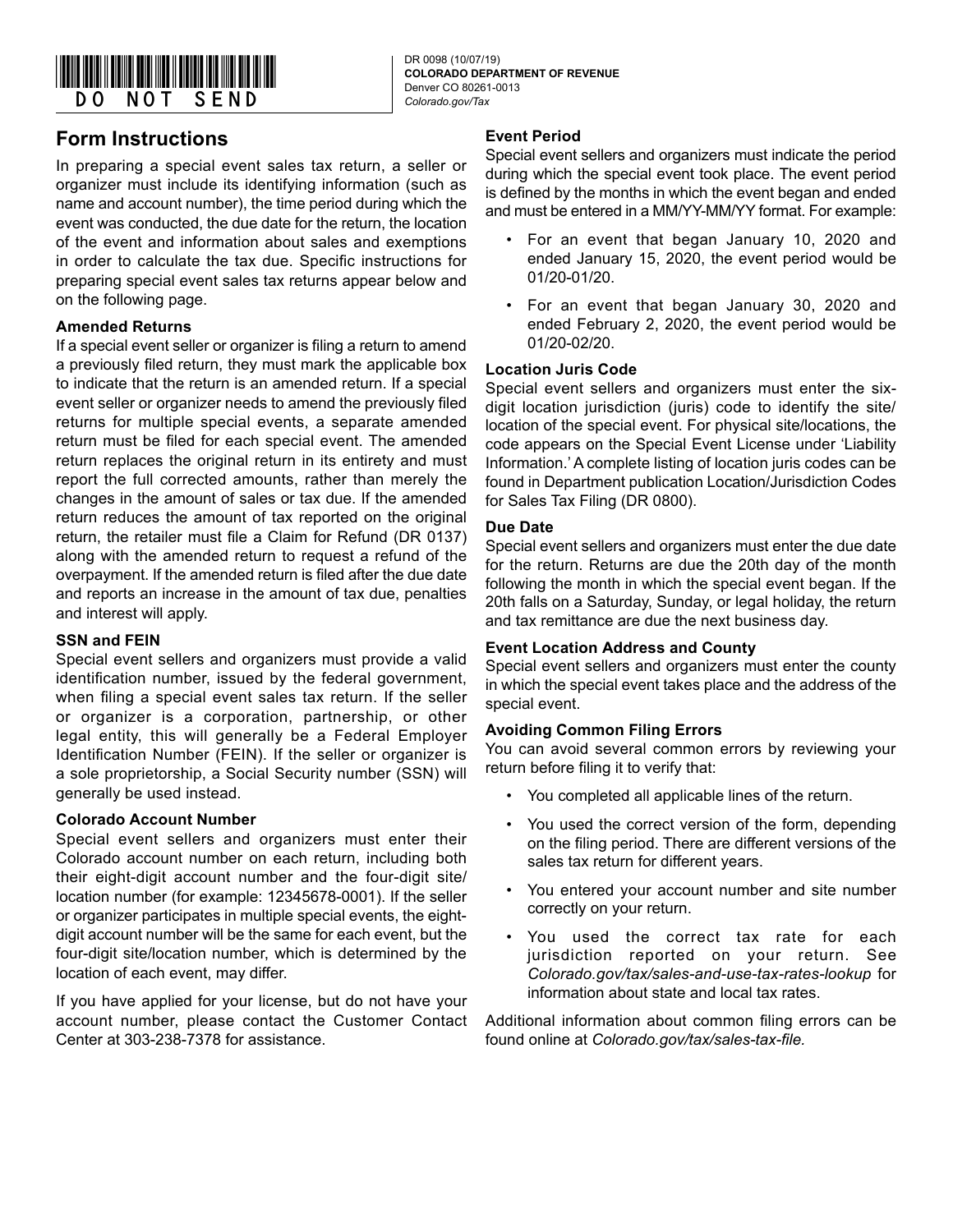DO NOT SEND

DR 0098 (10/07/19)
**COLORADO DEPARTMENT OF REVENUE**
Denver CO 80261-0013
*Colorado.gov/Tax*

## Form Instructions

In preparing a special event sales tax return, a seller or organizer must include its identifying information (such as name and account number), the time period during which the event was conducted, the due date for the return, the location of the event and information about sales and exemptions in order to calculate the tax due. Specific instructions for preparing special event sales tax returns appear below and on the following page.

### Amended Returns

If a special event seller or organizer is filing a return to amend a previously filed return, they must mark the applicable box to indicate that the return is an amended return. If a special event seller or organizer needs to amend the previously filed returns for multiple special events, a separate amended return must be filed for each special event. The amended return replaces the original return in its entirety and must report the full corrected amounts, rather than merely the changes in the amount of sales or tax due. If the amended return reduces the amount of tax reported on the original return, the retailer must file a Claim for Refund (DR 0137) along with the amended return to request a refund of the overpayment. If the amended return is filed after the due date and reports an increase in the amount of tax due, penalties and interest will apply.

### SSN and FEIN

Special event sellers and organizers must provide a valid identification number, issued by the federal government, when filing a special event sales tax return. If the seller or organizer is a corporation, partnership, or other legal entity, this will generally be a Federal Employer Identification Number (FEIN). If the seller or organizer is a sole proprietorship, a Social Security number (SSN) will generally be used instead.

### Colorado Account Number

Special event sellers and organizers must enter their Colorado account number on each return, including both their eight-digit account number and the four-digit site/location number (for example: 12345678-0001). If the seller or organizer participates in multiple special events, the eight-digit account number will be the same for each event, but the four-digit site/location number, which is determined by the location of each event, may differ.

If you have applied for your license, but do not have your account number, please contact the Customer Contact Center at 303-238-7378 for assistance.

### Event Period

Special event sellers and organizers must indicate the period during which the special event took place. The event period is defined by the months in which the event began and ended and must be entered in a MM/YY-MM/YY format. For example:

- For an event that began January 10, 2020 and ended January 15, 2020, the event period would be 01/20-01/20.
- For an event that began January 30, 2020 and ended February 2, 2020, the event period would be 01/20-02/20.

### Location Juris Code

Special event sellers and organizers must enter the six-digit location jurisdiction (juris) code to identify the site/location of the special event. For physical site/locations, the code appears on the Special Event License under 'Liability Information.' A complete listing of location juris codes can be found in Department publication Location/Jurisdiction Codes for Sales Tax Filing (DR 0800).

### Due Date

Special event sellers and organizers must enter the due date for the return. Returns are due the 20th day of the month following the month in which the special event began. If the 20th falls on a Saturday, Sunday, or legal holiday, the return and tax remittance are due the next business day.

### Event Location Address and County

Special event sellers and organizers must enter the county in which the special event takes place and the address of the special event.

### Avoiding Common Filing Errors

You can avoid several common errors by reviewing your return before filing it to verify that:

- You completed all applicable lines of the return.
- You used the correct version of the form, depending on the filing period. There are different versions of the sales tax return for different years.
- You entered your account number and site number correctly on your return.
- You used the correct tax rate for each jurisdiction reported on your return. See *Colorado.gov/tax/sales-and-use-tax-rates-lookup* for information about state and local tax rates.

Additional information about common filing errors can be found online at *Colorado.gov/tax/sales-tax-file.*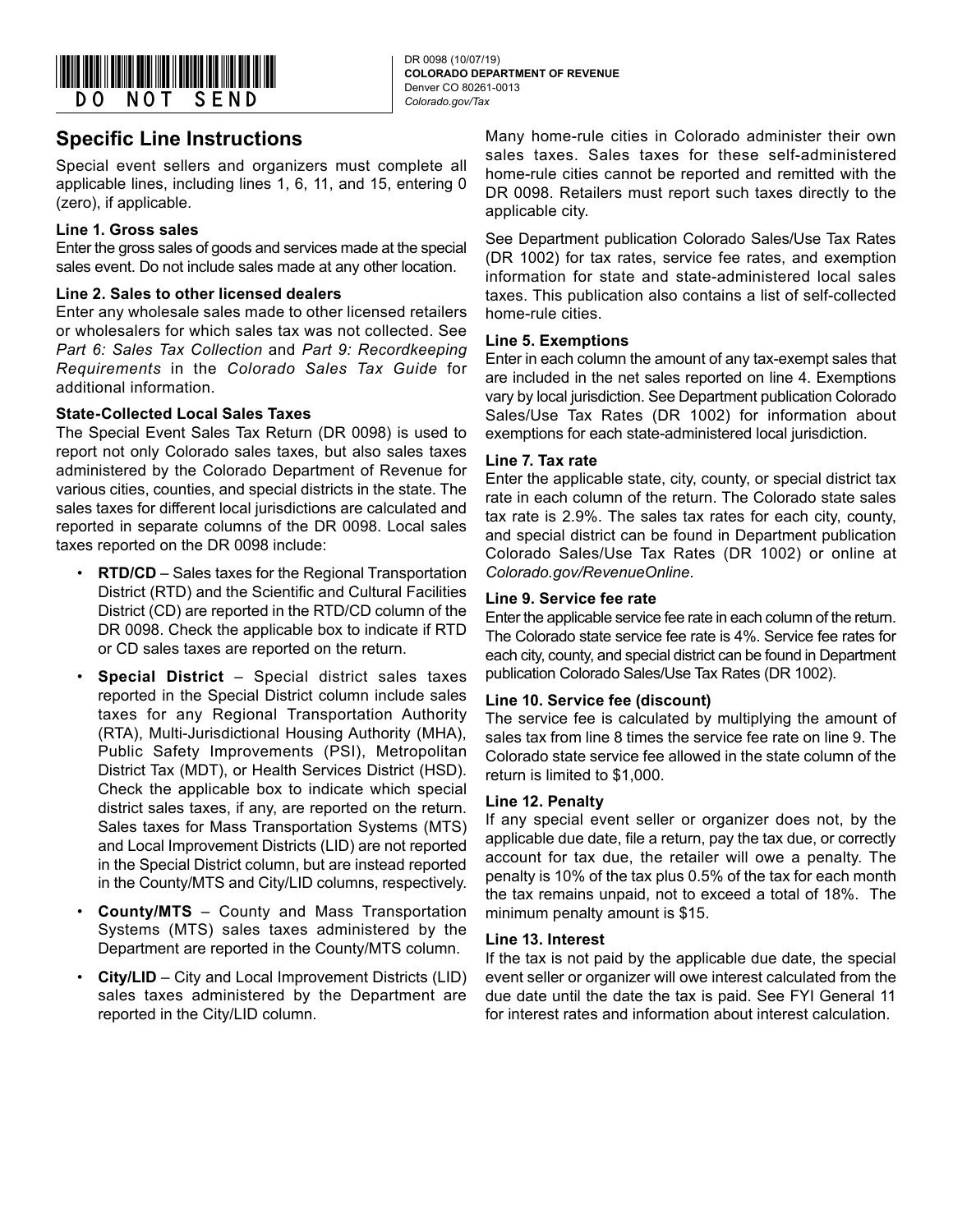DR 0098 (10/07/19)
**COLORADO DEPARTMENT OF REVENUE**
Denver CO 80261-0013
*Colorado.gov/Tax*

DO NOT SEND

## Specific Line Instructions

Special event sellers and organizers must complete all applicable lines, including lines 1, 6, 11, and 15, entering 0 (zero), if applicable.

### Line 1. Gross sales

Enter the gross sales of goods and services made at the special sales event. Do not include sales made at any other location.

### Line 2. Sales to other licensed dealers

Enter any wholesale sales made to other licensed retailers or wholesalers for which sales tax was not collected. See *Part 6: Sales Tax Collection* and *Part 9: Recordkeeping Requirements* in the *Colorado Sales Tax Guide* for additional information.

### State-Collected Local Sales Taxes

The Special Event Sales Tax Return (DR 0098) is used to report not only Colorado sales taxes, but also sales taxes administered by the Colorado Department of Revenue for various cities, counties, and special districts in the state. The sales taxes for different local jurisdictions are calculated and reported in separate columns of the DR 0098. Local sales taxes reported on the DR 0098 include:

- **RTD/CD** – Sales taxes for the Regional Transportation District (RTD) and the Scientific and Cultural Facilities District (CD) are reported in the RTD/CD column of the DR 0098. Check the applicable box to indicate if RTD or CD sales taxes are reported on the return.
- **Special District** – Special district sales taxes reported in the Special District column include sales taxes for any Regional Transportation Authority (RTA), Multi-Jurisdictional Housing Authority (MHA), Public Safety Improvements (PSI), Metropolitan District Tax (MDT), or Health Services District (HSD). Check the applicable box to indicate which special district sales taxes, if any, are reported on the return. Sales taxes for Mass Transportation Systems (MTS) and Local Improvement Districts (LID) are not reported in the Special District column, but are instead reported in the County/MTS and City/LID columns, respectively.
- **County/MTS** – County and Mass Transportation Systems (MTS) sales taxes administered by the Department are reported in the County/MTS column.
- **City/LID** – City and Local Improvement Districts (LID) sales taxes administered by the Department are reported in the City/LID column.

Many home-rule cities in Colorado administer their own sales taxes. Sales taxes for these self-administered home-rule cities cannot be reported and remitted with the DR 0098. Retailers must report such taxes directly to the applicable city.

See Department publication Colorado Sales/Use Tax Rates (DR 1002) for tax rates, service fee rates, and exemption information for state and state-administered local sales taxes. This publication also contains a list of self-collected home-rule cities.

### Line 5. Exemptions

Enter in each column the amount of any tax-exempt sales that are included in the net sales reported on line 4. Exemptions vary by local jurisdiction. See Department publication Colorado Sales/Use Tax Rates (DR 1002) for information about exemptions for each state-administered local jurisdiction.

### Line 7. Tax rate

Enter the applicable state, city, county, or special district tax rate in each column of the return. The Colorado state sales tax rate is 2.9%. The sales tax rates for each city, county, and special district can be found in Department publication Colorado Sales/Use Tax Rates (DR 1002) or online at *Colorado.gov/RevenueOnline*.

### Line 9. Service fee rate

Enter the applicable service fee rate in each column of the return. The Colorado state service fee rate is 4%. Service fee rates for each city, county, and special district can be found in Department publication Colorado Sales/Use Tax Rates (DR 1002).

### Line 10. Service fee (discount)

The service fee is calculated by multiplying the amount of sales tax from line 8 times the service fee rate on line 9. The Colorado state service fee allowed in the state column of the return is limited to $1,000.

### Line 12. Penalty

If any special event seller or organizer does not, by the applicable due date, file a return, pay the tax due, or correctly account for tax due, the retailer will owe a penalty. The penalty is 10% of the tax plus 0.5% of the tax for each month the tax remains unpaid, not to exceed a total of 18%. The minimum penalty amount is $15.

### Line 13. Interest

If the tax is not paid by the applicable due date, the special event seller or organizer will owe interest calculated from the due date until the date the tax is paid. See FYI General 11 for interest rates and information about interest calculation.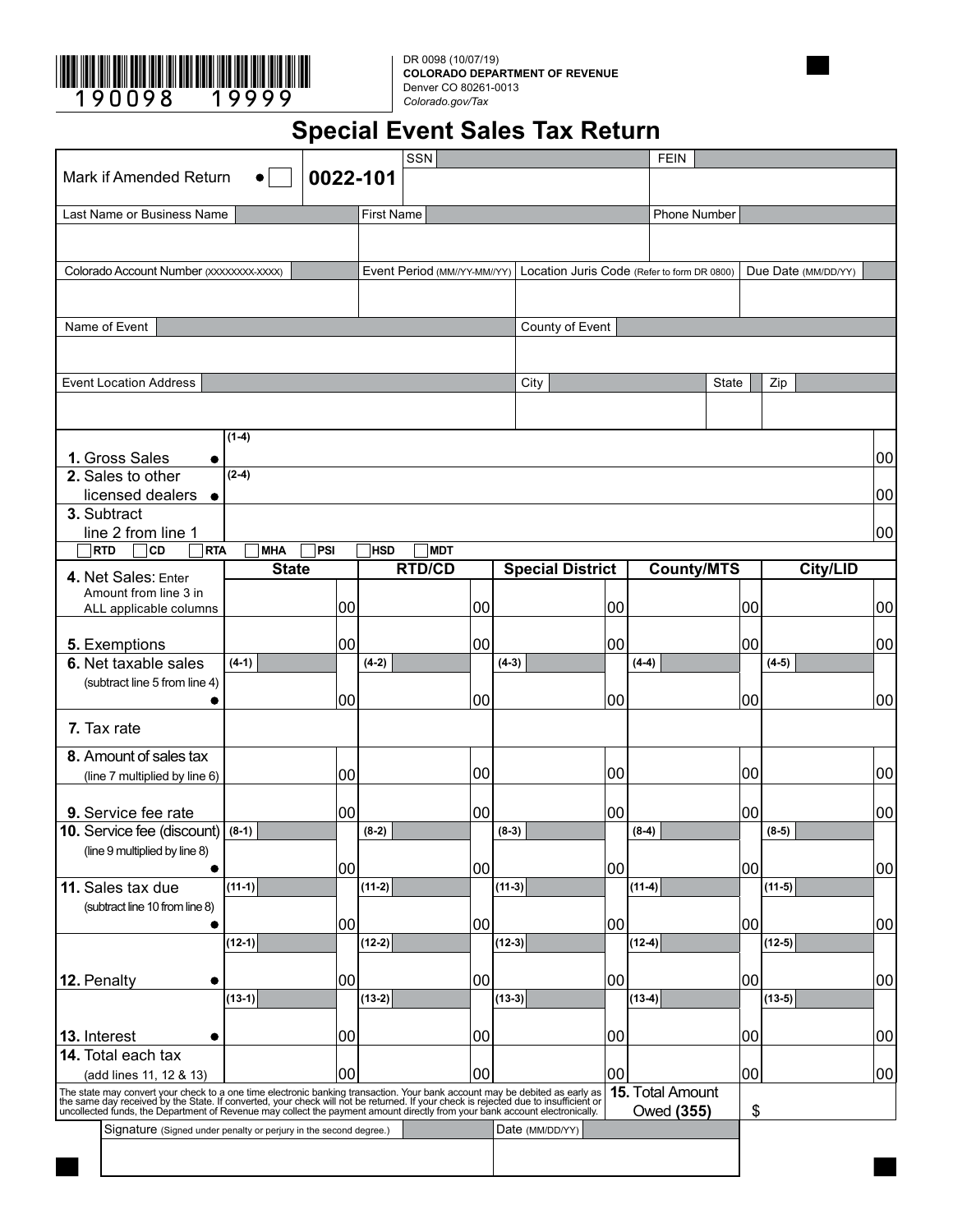190098 19999

DR 0098 (10/07/19)
**COLORADO DEPARTMENT OF REVENUE**
Denver CO 80261-0013
*Colorado.gov/Tax*

# Special Event Sales Tax Return

| | | | |
|---|---|---|---|
| Mark if Amended Return ● ☐ | **0022-101** | SSN | FEIN |
| Last Name or Business Name | First Name | | Phone Number |
| Colorado Account Number (XXXXXXXX-XXXX) | Event Period (MM//YY-MM//YY) | Location Juris Code (Refer to form DR 0800) | Due Date (MM/DD/YY) |
| Name of Event | | County of Event | |
| Event Location Address | | City | State / Zip |

| | | |
|---|---|---|
| **1.** Gross Sales ● | (1-4) | 00 |
| **2.** Sales to other licensed dealers ● | (2-4) | 00 |
| **3.** Subtract line 2 from line 1 | | 00 |

☐ RTD ☐ CD ☐ RTA ☐ MHA ☐ PSI ☐ HSD ☐ MDT

| | State | RTD/CD | Special District | County/MTS | City/LID |
|---|---|---|---|---|---|
| **4.** Net Sales: Enter Amount from line 3 in ALL applicable columns | 00 | 00 | 00 | 00 | 00 |
| **5.** Exemptions | 00 | 00 | 00 | 00 | 00 |
| **6.** Net taxable sales (subtract line 5 from line 4) ● | (4-1) 00 | (4-2) 00 | (4-3) 00 | (4-4) 00 | (4-5) 00 |
| **7.** Tax rate | | | | | |
| **8.** Amount of sales tax (line 7 multiplied by line 6) | 00 | 00 | 00 | 00 | 00 |
| **9.** Service fee rate | 00 | 00 | 00 | 00 | 00 |
| **10.** Service fee (discount) (line 9 multiplied by line 8) ● | (8-1) 00 | (8-2) 00 | (8-3) 00 | (8-4) 00 | (8-5) 00 |
| **11.** Sales tax due (subtract line 10 from line 8) ● | (11-1) 00 | (11-2) 00 | (11-3) 00 | (11-4) 00 | (11-5) 00 |
| **12.** Penalty ● | (12-1) 00 | (12-2) 00 | (12-3) 00 | (12-4) 00 | (12-5) 00 |
| **13.** Interest ● | (13-1) 00 | (13-2) 00 | (13-3) 00 | (13-4) 00 | (13-5) 00 |
| **14.** Total each tax (add lines 11, 12 & 13) | 00 | 00 | 00 | 00 | 00 |

The state may convert your check to a one time electronic banking transaction. Your bank account may be debited as early as the same day received by the State. If converted, your check will not be returned. If your check is rejected due to insufficient or uncollected funds, the Department of Revenue may collect the payment amount directly from your bank account electronically.

**15.** Total Amount Owed **(355)** $

| | |
|---|---|
| Signature (Signed under penalty or perjury in the second degree.) | Date (MM/DD/YY) |